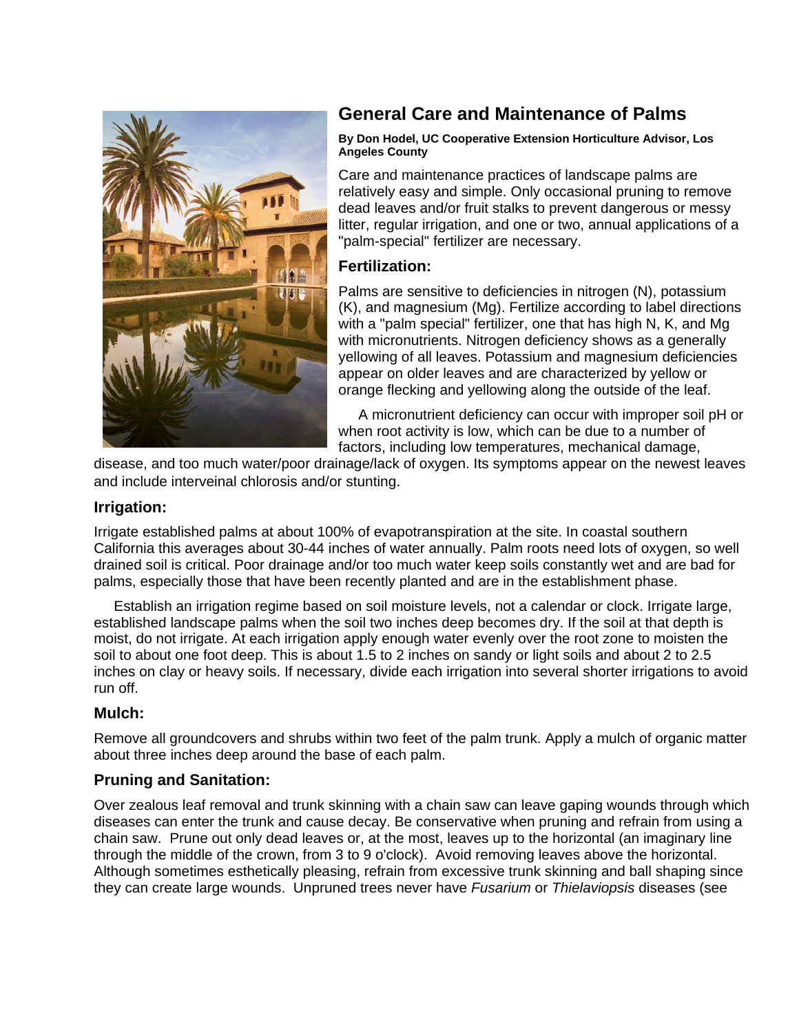# General Care and Maintenance of Palms

**By Don Hodel, UC Cooperative Extension Horticulture Advisor, Los Angeles County**

Care and maintenance practices of landscape palms are relatively easy and simple. Only occasional pruning to remove dead leaves and/or fruit stalks to prevent dangerous or messy litter, regular irrigation, and one or two, annual applications of a "palm-special" fertilizer are necessary.

## Fertilization:

Palms are sensitive to deficiencies in nitrogen (N), potassium (K), and magnesium (Mg). Fertilize according to label directions with a "palm special" fertilizer, one that has high N, K, and Mg with micronutrients. Nitrogen deficiency shows as a generally yellowing of all leaves. Potassium and magnesium deficiencies appear on older leaves and are characterized by yellow or orange flecking and yellowing along the outside of the leaf.

A micronutrient deficiency can occur with improper soil pH or when root activity is low, which can be due to a number of factors, including low temperatures, mechanical damage, disease, and too much water/poor drainage/lack of oxygen. Its symptoms appear on the newest leaves and include interveinal chlorosis and/or stunting.

## Irrigation:

Irrigate established palms at about 100% of evapotranspiration at the site. In coastal southern California this averages about 30-44 inches of water annually. Palm roots need lots of oxygen, so well drained soil is critical. Poor drainage and/or too much water keep soils constantly wet and are bad for palms, especially those that have been recently planted and are in the establishment phase.

Establish an irrigation regime based on soil moisture levels, not a calendar or clock. Irrigate large, established landscape palms when the soil two inches deep becomes dry. If the soil at that depth is moist, do not irrigate. At each irrigation apply enough water evenly over the root zone to moisten the soil to about one foot deep. This is about 1.5 to 2 inches on sandy or light soils and about 2 to 2.5 inches on clay or heavy soils. If necessary, divide each irrigation into several shorter irrigations to avoid run off.

## Mulch:

Remove all groundcovers and shrubs within two feet of the palm trunk. Apply a mulch of organic matter about three inches deep around the base of each palm.

## Pruning and Sanitation:

Over zealous leaf removal and trunk skinning with a chain saw can leave gaping wounds through which diseases can enter the trunk and cause decay. Be conservative when pruning and refrain from using a chain saw. Prune out only dead leaves or, at the most, leaves up to the horizontal (an imaginary line through the middle of the crown, from 3 to 9 o'clock). Avoid removing leaves above the horizontal. Although sometimes esthetically pleasing, refrain from excessive trunk skinning and ball shaping since they can create large wounds. Unpruned trees never have *Fusarium* or *Thielaviopsis* diseases (see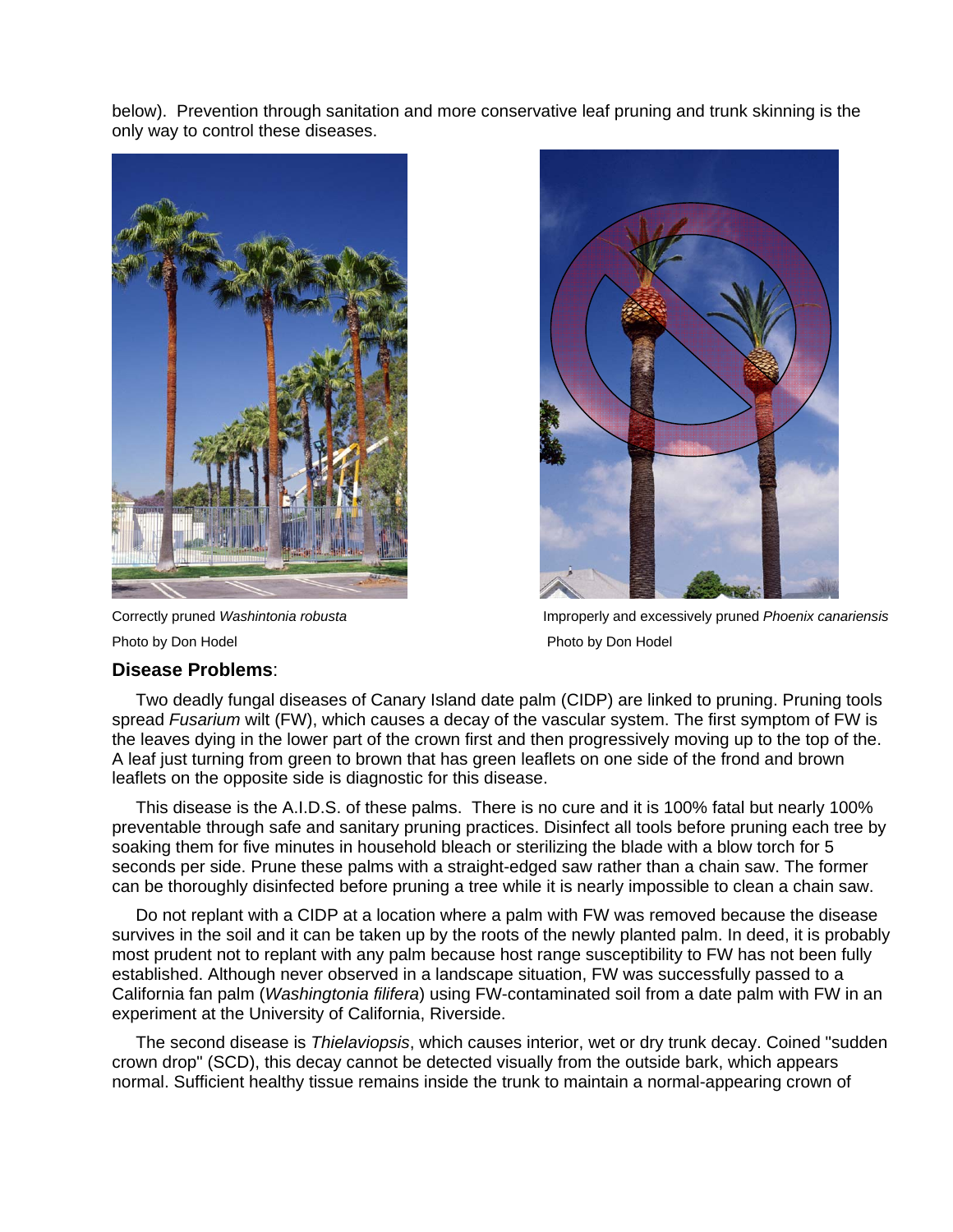below). Prevention through sanitation and more conservative leaf pruning and trunk skinning is the only way to control these diseases.

Correctly pruned *Washintonia robusta*

Photo by Don Hodel

Improperly and excessively pruned *Phoenix canariensis*

Photo by Don Hodel

**Disease Problems**:

Two deadly fungal diseases of Canary Island date palm (CIDP) are linked to pruning. Pruning tools spread *Fusarium* wilt (FW), which causes a decay of the vascular system. The first symptom of FW is the leaves dying in the lower part of the crown first and then progressively moving up to the top of the. A leaf just turning from green to brown that has green leaflets on one side of the frond and brown leaflets on the opposite side is diagnostic for this disease.

This disease is the A.I.D.S. of these palms. There is no cure and it is 100% fatal but nearly 100% preventable through safe and sanitary pruning practices. Disinfect all tools before pruning each tree by soaking them for five minutes in household bleach or sterilizing the blade with a blow torch for 5 seconds per side. Prune these palms with a straight-edged saw rather than a chain saw. The former can be thoroughly disinfected before pruning a tree while it is nearly impossible to clean a chain saw.

Do not replant with a CIDP at a location where a palm with FW was removed because the disease survives in the soil and it can be taken up by the roots of the newly planted palm. In deed, it is probably most prudent not to replant with any palm because host range susceptibility to FW has not been fully established. Although never observed in a landscape situation, FW was successfully passed to a California fan palm (*Washingtonia filifera*) using FW-contaminated soil from a date palm with FW in an experiment at the University of California, Riverside.

The second disease is *Thielaviopsis*, which causes interior, wet or dry trunk decay. Coined "sudden crown drop" (SCD), this decay cannot be detected visually from the outside bark, which appears normal. Sufficient healthy tissue remains inside the trunk to maintain a normal-appearing crown of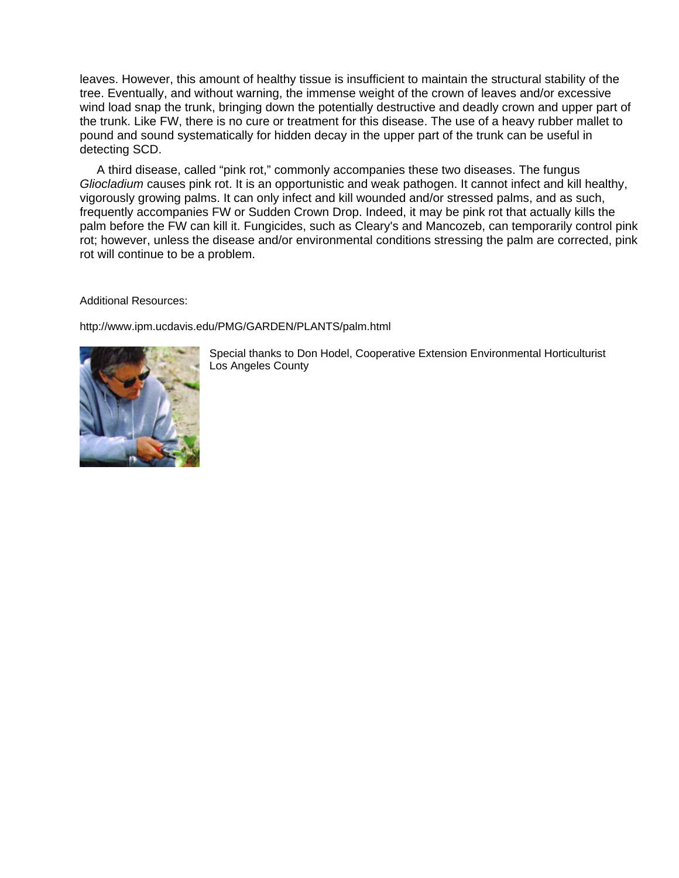leaves. However, this amount of healthy tissue is insufficient to maintain the structural stability of the tree. Eventually, and without warning, the immense weight of the crown of leaves and/or excessive wind load snap the trunk, bringing down the potentially destructive and deadly crown and upper part of the trunk. Like FW, there is no cure or treatment for this disease. The use of a heavy rubber mallet to pound and sound systematically for hidden decay in the upper part of the trunk can be useful in detecting SCD.

A third disease, called "pink rot," commonly accompanies these two diseases. The fungus *Gliocladium* causes pink rot. It is an opportunistic and weak pathogen. It cannot infect and kill healthy, vigorously growing palms. It can only infect and kill wounded and/or stressed palms, and as such, frequently accompanies FW or Sudden Crown Drop. Indeed, it may be pink rot that actually kills the palm before the FW can kill it. Fungicides, such as Cleary's and Mancozeb, can temporarily control pink rot; however, unless the disease and/or environmental conditions stressing the palm are corrected, pink rot will continue to be a problem.

Additional Resources:

http://www.ipm.ucdavis.edu/PMG/GARDEN/PLANTS/palm.html

Special thanks to Don Hodel, Cooperative Extension Environmental Horticulturist
Los Angeles County